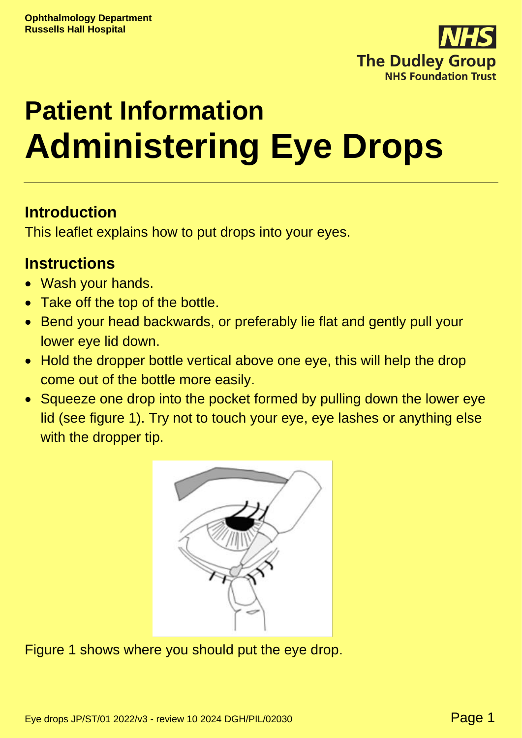Ophthalmology Department
Russells Hall Hospital

The Dudley Group
NHS Foundation Trust

# Patient Information
# Administering Eye Drops

## Introduction

This leaflet explains how to put drops into your eyes.

## Instructions

- Wash your hands.
- Take off the top of the bottle.
- Bend your head backwards, or preferably lie flat and gently pull your lower eye lid down.
- Hold the dropper bottle vertical above one eye, this will help the drop come out of the bottle more easily.
- Squeeze one drop into the pocket formed by pulling down the lower eye lid (see figure 1). Try not to touch your eye, eye lashes or anything else with the dropper tip.

Figure 1 shows where you should put the eye drop.

Eye drops JP/ST/01 2022/v3 - review 10 2024 DGH/PIL/02030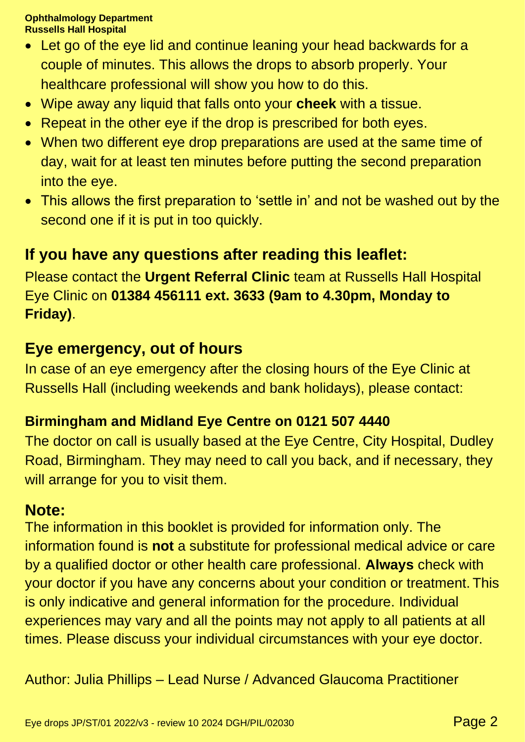- Let go of the eye lid and continue leaning your head backwards for a couple of minutes. This allows the drops to absorb properly. Your healthcare professional will show you how to do this.
- Wipe away any liquid that falls onto your **cheek** with a tissue.
- Repeat in the other eye if the drop is prescribed for both eyes.
- When two different eye drop preparations are used at the same time of day, wait for at least ten minutes before putting the second preparation into the eye.
- This allows the first preparation to 'settle in' and not be washed out by the second one if it is put in too quickly.

## If you have any questions after reading this leaflet:

Please contact the **Urgent Referral Clinic** team at Russells Hall Hospital Eye Clinic on **01384 456111 ext. 3633 (9am to 4.30pm, Monday to Friday)**.

## Eye emergency, out of hours

In case of an eye emergency after the closing hours of the Eye Clinic at Russells Hall (including weekends and bank holidays), please contact:

**Birmingham and Midland Eye Centre on 0121 507 4440**

The doctor on call is usually based at the Eye Centre, City Hospital, Dudley Road, Birmingham. They may need to call you back, and if necessary, they will arrange for you to visit them.

## Note:

The information in this booklet is provided for information only. The information found is **not** a substitute for professional medical advice or care by a qualified doctor or other health care professional. **Always** check with your doctor if you have any concerns about your condition or treatment. This is only indicative and general information for the procedure. Individual experiences may vary and all the points may not apply to all patients at all times. Please discuss your individual circumstances with your eye doctor.

Author: Julia Phillips – Lead Nurse / Advanced Glaucoma Practitioner

Eye drops JP/ST/01 2022/v3 - review 10 2024 DGH/PIL/02030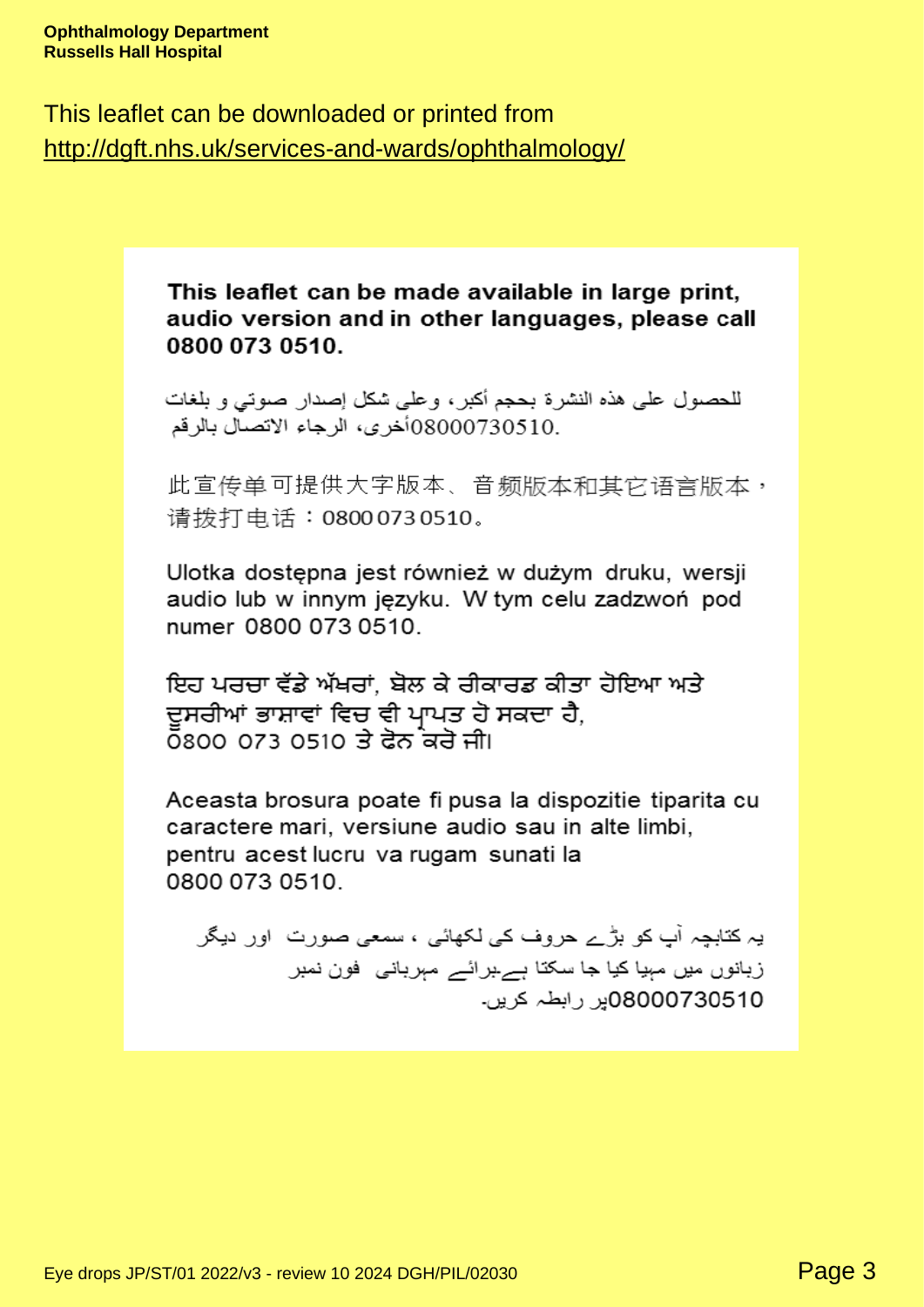**Ophthalmology Department**
**Russells Hall Hospital**

This leaflet can be downloaded or printed from
http://dgft.nhs.uk/services-and-wards/ophthalmology/

**This leaflet can be made available in large print, audio version and in other languages, please call 0800 073 0510.**

للحصول على هذه النشرة بحجم أكبر، وعلى شكل إصدار صوتي و بلغات أخرى، الرجاء الاتصال بالرقم 08000730510.

此宣传单可提供大字版本、音频版本和其它语言版本，请拨打电话：0800 073 0510。

Ulotka dostępna jest również w dużym druku, wersji audio lub w innym języku. W tym celu zadzwoń pod numer 0800 073 0510.

ਇਹ ਪਰਚਾ ਵੱਡੇ ਅੱਖਰਾਂ, ਬੋਲ ਕੇ ਰੀਕਾਰਡ ਕੀਤਾ ਹੋਇਆ ਅਤੇ ਦੂਸਰੀਆਂ ਭਾਸ਼ਾਵਾਂ ਵਿਚ ਵੀ ਪ੍ਰਾਪਤ ਹੋ ਸਕਦਾ ਹੈ, 0800 073 0510 ਤੇ ਫੋਨ ਕਰੋ ਜੀ।

Aceasta brosura poate fi pusa la dispozitie tiparita cu caractere mari, versiune audio sau in alte limbi, pentru acest lucru va rugam sunati la 0800 073 0510.

یہ کتابچہ آپ کو بڑے حروف کی لکھائی ، سمعی صورت اور دیگر زبانوں میں مہیا کیا جا سکتا ہے۔برائے مہربانی فون نمبر 08000730510پر رابطہ کریں۔

Eye drops JP/ST/01 2022/v3 - review 10 2024 DGH/PIL/02030